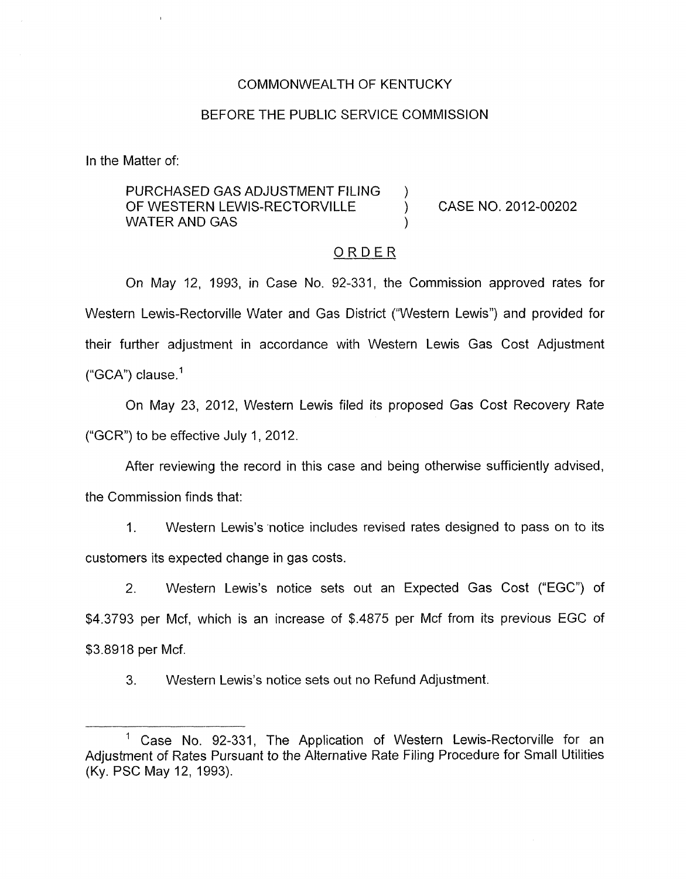COMMONWEALTH OF KENTUCKY

BEFORE THE PUBLIC SERVICE COMMISSION

In the Matter of:

| | | |
|---|---|---|
| PURCHASED GAS ADJUSTMENT FILING OF WESTERN LEWIS-RECTORVILLE WATER AND GAS | ) ) ) | CASE NO. 2012-00202 |

ORDER

On May 12, 1993, in Case No. 92-331, the Commission approved rates for Western Lewis-Rectorville Water and Gas District ("Western Lewis") and provided for their further adjustment in accordance with Western Lewis Gas Cost Adjustment ("GCA") clause.[1]

On May 23, 2012, Western Lewis filed its proposed Gas Cost Recovery Rate ("GCR") to be effective July 1, 2012.

After reviewing the record in this case and being otherwise sufficiently advised, the Commission finds that:

1. Western Lewis's notice includes revised rates designed to pass on to its customers its expected change in gas costs.

2. Western Lewis's notice sets out an Expected Gas Cost ("EGC") of $4.3793 per Mcf, which is an increase of $.4875 per Mcf from its previous EGC of $3.8918 per Mcf.

3. Western Lewis's notice sets out no Refund Adjustment.

---

[1] Case No. 92-331, The Application of Western Lewis-Rectorville for an Adjustment of Rates Pursuant to the Alternative Rate Filing Procedure for Small Utilities (Ky. PSC May 12, 1993).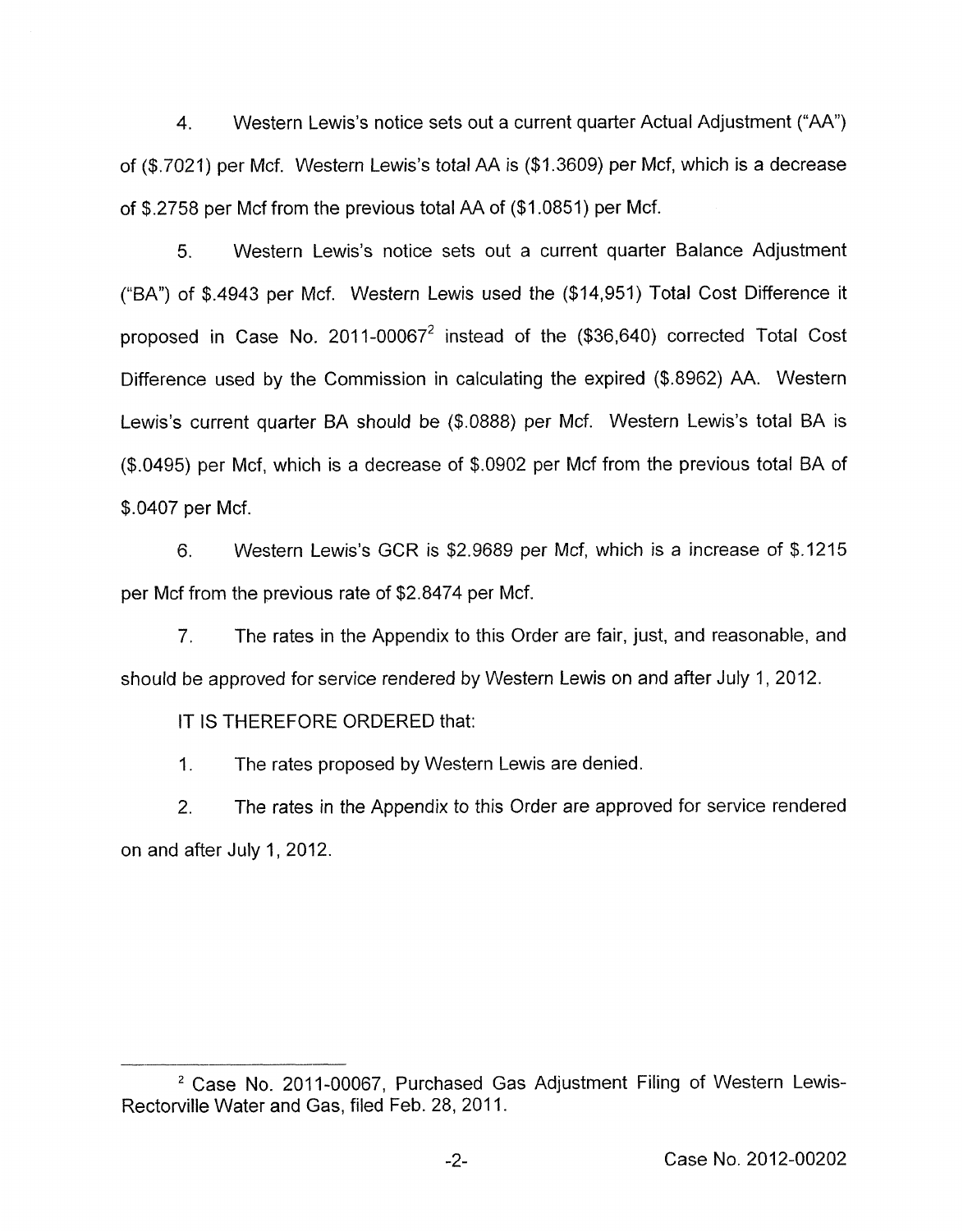4. Western Lewis's notice sets out a current quarter Actual Adjustment ("AA") of ($.7021) per Mcf. Western Lewis's total AA is ($1.3609) per Mcf, which is a decrease of $.2758 per Mcf from the previous total AA of ($1.0851) per Mcf.

5. Western Lewis's notice sets out a current quarter Balance Adjustment ("BA") of $.4943 per Mcf. Western Lewis used the ($14,951) Total Cost Difference it proposed in Case No. 2011-00067[2] instead of the ($36,640) corrected Total Cost Difference used by the Commission in calculating the expired ($.8962) AA. Western Lewis's current quarter BA should be ($.0888) per Mcf. Western Lewis's total BA is ($.0495) per Mcf, which is a decrease of $.0902 per Mcf from the previous total BA of $.0407 per Mcf.

6. Western Lewis's GCR is $2.9689 per Mcf, which is a increase of $.1215 per Mcf from the previous rate of $2.8474 per Mcf.

7. The rates in the Appendix to this Order are fair, just, and reasonable, and should be approved for service rendered by Western Lewis on and after July 1, 2012.

IT IS THEREFORE ORDERED that:

1. The rates proposed by Western Lewis are denied.

2. The rates in the Appendix to this Order are approved for service rendered on and after July 1, 2012.

---

[2] Case No. 2011-00067, Purchased Gas Adjustment Filing of Western Lewis-Rectorville Water and Gas, filed Feb. 28, 2011.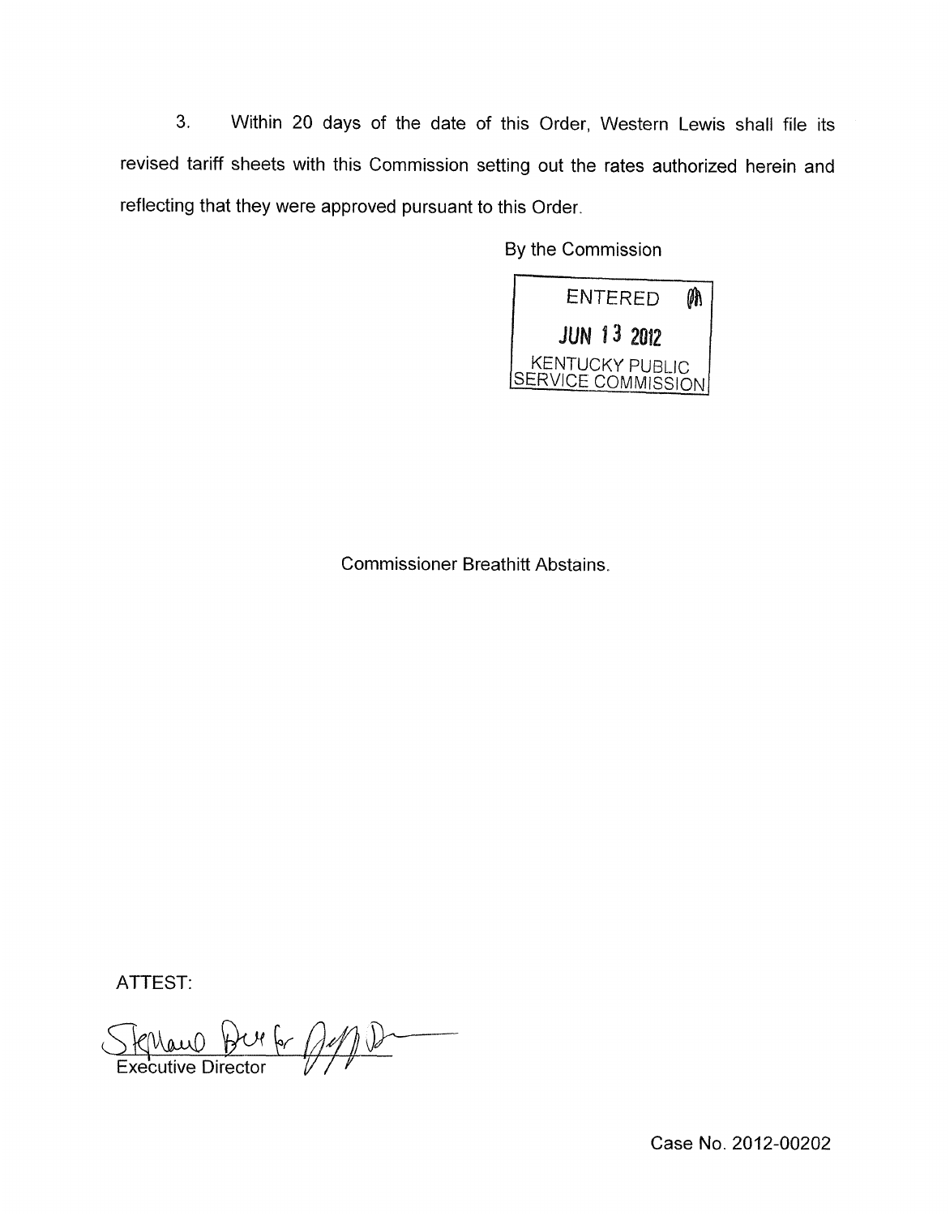3. Within 20 days of the date of this Order, Western Lewis shall file its revised tariff sheets with this Commission setting out the rates authorized herein and reflecting that they were approved pursuant to this Order.

By the Commission

ENTERED
JUN 13 2012
KENTUCKY PUBLIC SERVICE COMMISSION

Commissioner Breathitt Abstains.

ATTEST:

Executive Director

Case No. 2012-00202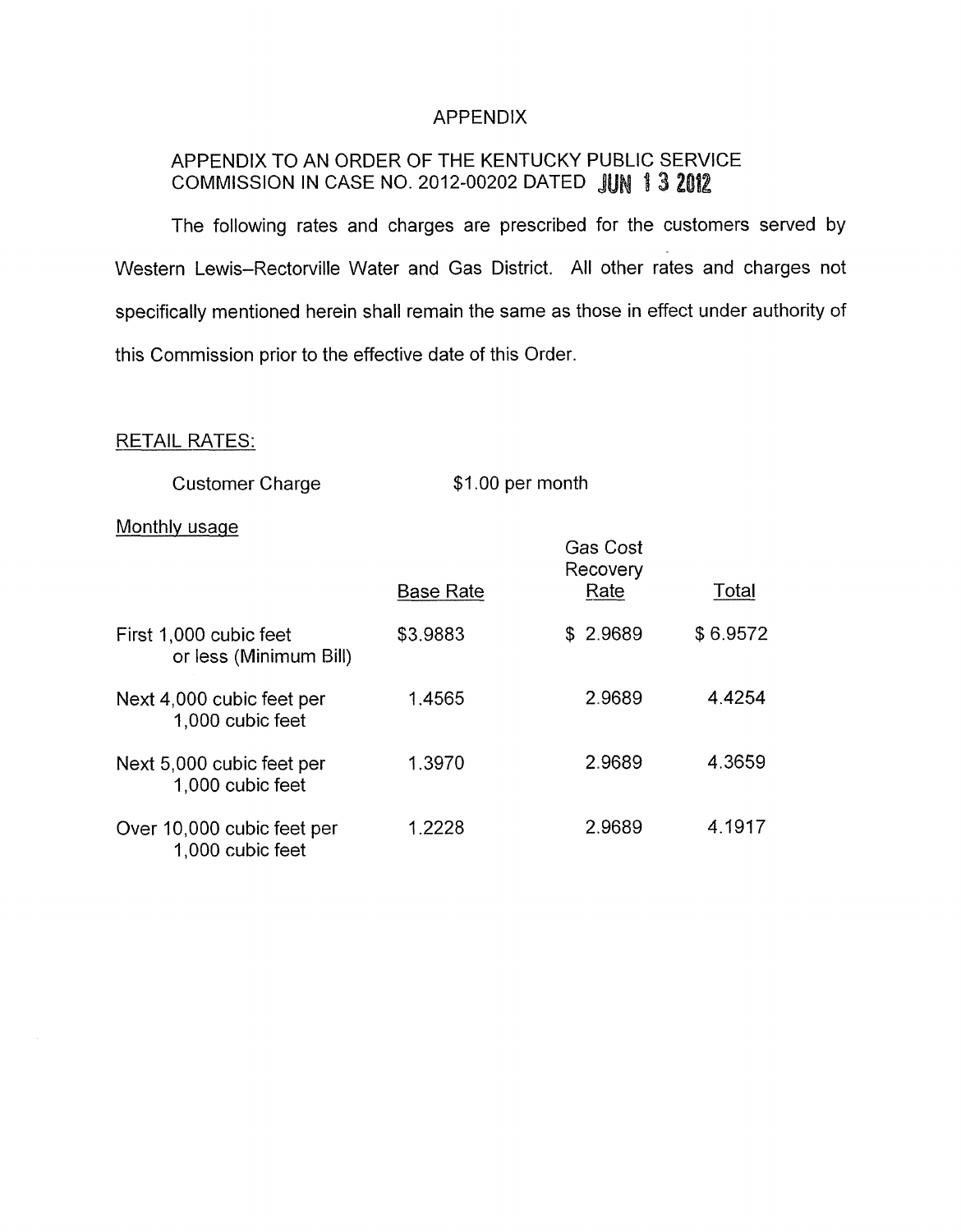# APPENDIX

## APPENDIX TO AN ORDER OF THE KENTUCKY PUBLIC SERVICE COMMISSION IN CASE NO. 2012-00202 DATED JUN 13 2012

The following rates and charges are prescribed for the customers served by Western Lewis–Rectorville Water and Gas District. All other rates and charges not specifically mentioned herein shall remain the same as those in effect under authority of this Commission prior to the effective date of this Order.

RETAIL RATES:

Customer Charge $1.00 per month

Monthly usage

| | Base Rate | Gas Cost Recovery Rate | Total |
|---|---|---|---|
| First 1,000 cubic feet or less (Minimum Bill) | $3.9883 | $ 2.9689 | $ 6.9572 |
| Next 4,000 cubic feet per 1,000 cubic feet | 1.4565 | 2.9689 | 4.4254 |
| Next 5,000 cubic feet per 1,000 cubic feet | 1.3970 | 2.9689 | 4.3659 |
| Over 10,000 cubic feet per 1,000 cubic feet | 1.2228 | 2.9689 | 4.1917 |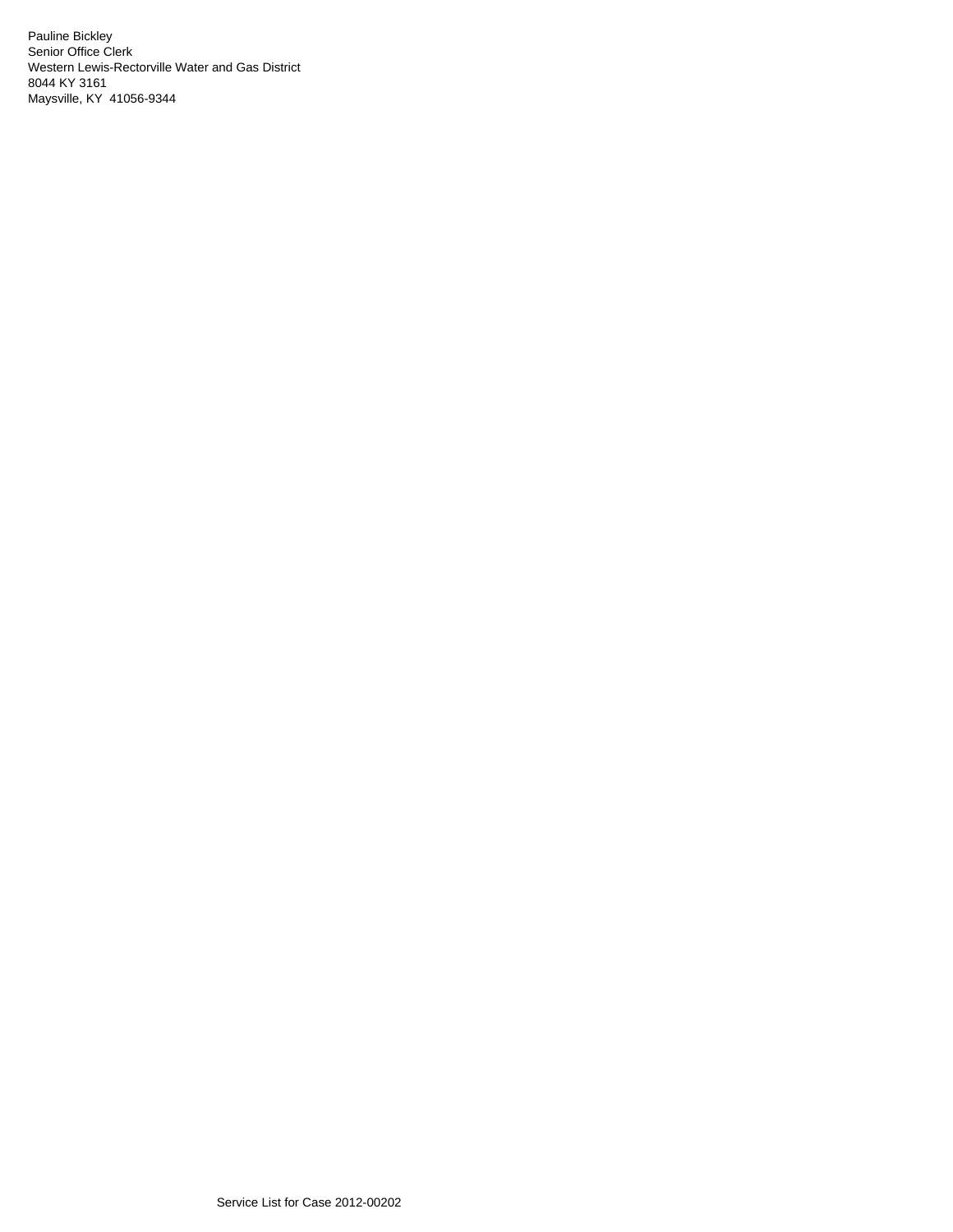Pauline Bickley
Senior Office Clerk
Western Lewis-Rectorville Water and Gas District
8044 KY 3161
Maysville, KY  41056-9344